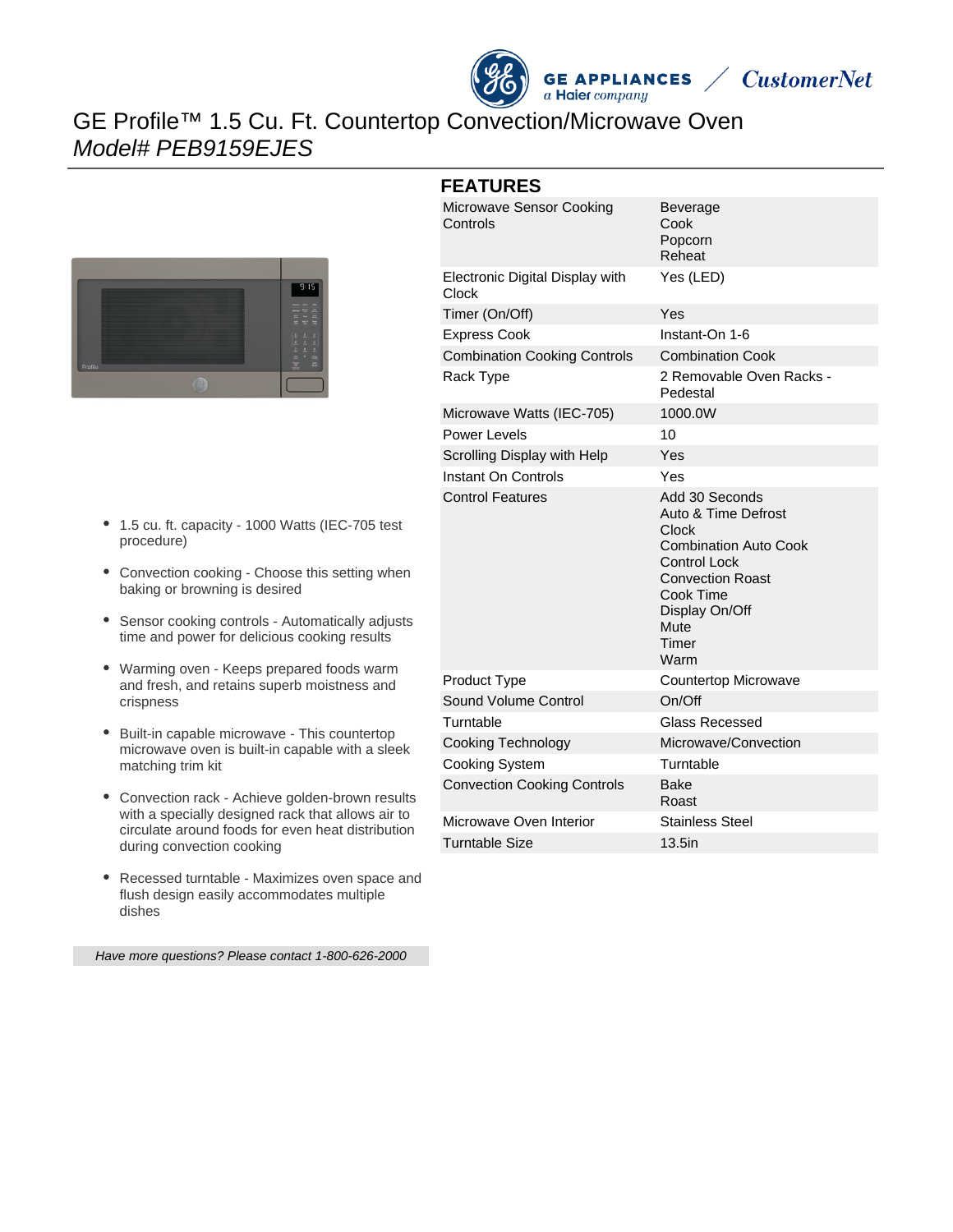GE APPLIANCES a Haier company / CustomerNet

# GE Profile™ 1.5 Cu. Ft. Countertop Convection/Microwave Oven

*Model# PEB9159EJES*

- 1.5 cu. ft. capacity - 1000 Watts (IEC-705 test procedure)
- Convection cooking - Choose this setting when baking or browning is desired
- Sensor cooking controls - Automatically adjusts time and power for delicious cooking results
- Warming oven - Keeps prepared foods warm and fresh, and retains superb moistness and crispness
- Built-in capable microwave - This countertop microwave oven is built-in capable with a sleek matching trim kit
- Convection rack - Achieve golden-brown results with a specially designed rack that allows air to circulate around foods for even heat distribution during convection cooking
- Recessed turntable - Maximizes oven space and flush design easily accommodates multiple dishes

*Have more questions? Please contact 1-800-626-2000*

## FEATURES

| Feature | Value |
|---|---|
| Microwave Sensor Cooking Controls | Beverage<br>Cook<br>Popcorn<br>Reheat |
| Electronic Digital Display with Clock | Yes (LED) |
| Timer (On/Off) | Yes |
| Express Cook | Instant-On 1-6 |
| Combination Cooking Controls | Combination Cook |
| Rack Type | 2 Removable Oven Racks - Pedestal |
| Microwave Watts (IEC-705) | 1000.0W |
| Power Levels | 10 |
| Scrolling Display with Help | Yes |
| Instant On Controls | Yes |
| Control Features | Add 30 Seconds<br>Auto & Time Defrost<br>Clock<br>Combination Auto Cook<br>Control Lock<br>Convection Roast<br>Cook Time<br>Display On/Off<br>Mute<br>Timer<br>Warm |
| Product Type | Countertop Microwave |
| Sound Volume Control | On/Off |
| Turntable | Glass Recessed |
| Cooking Technology | Microwave/Convection |
| Cooking System | Turntable |
| Convection Cooking Controls | Bake<br>Roast |
| Microwave Oven Interior | Stainless Steel |
| Turntable Size | 13.5in |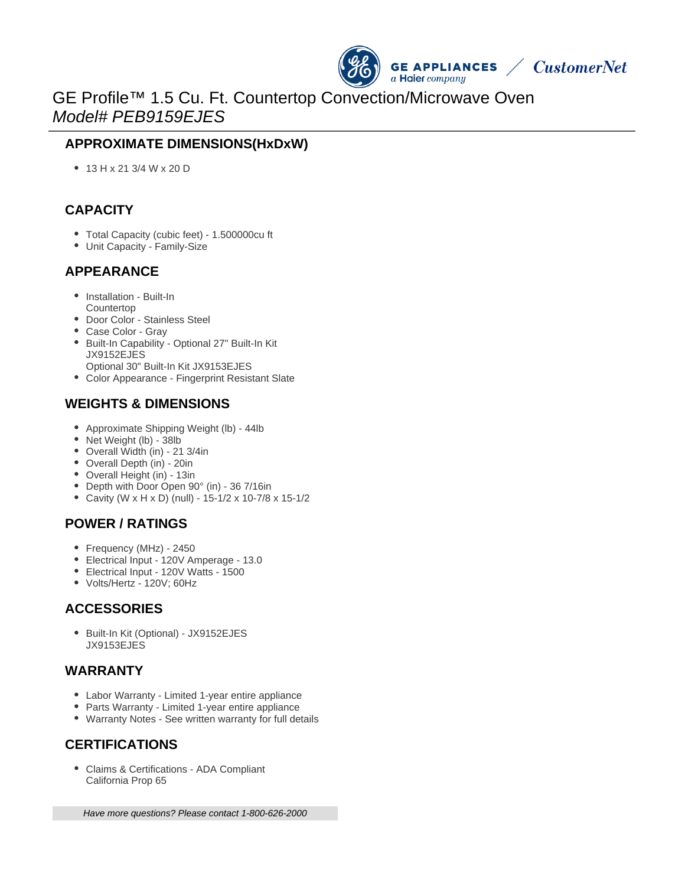# GE Profile™ 1.5 Cu. Ft. Countertop Convection/Microwave Oven
*Model# PEB9159EJES*

## APPROXIMATE DIMENSIONS(HxDxW)

- 13 H x 21 3/4 W x 20 D

## CAPACITY

- Total Capacity (cubic feet) - 1.500000cu ft
- Unit Capacity - Family-Size

## APPEARANCE

- Installation - Built-In
  Countertop
- Door Color - Stainless Steel
- Case Color - Gray
- Built-In Capability - Optional 27" Built-In Kit JX9152EJES
  Optional 30" Built-In Kit JX9153EJES
- Color Appearance - Fingerprint Resistant Slate

## WEIGHTS & DIMENSIONS

- Approximate Shipping Weight (lb) - 44lb
- Net Weight (lb) - 38lb
- Overall Width (in) - 21 3/4in
- Overall Depth (in) - 20in
- Overall Height (in) - 13in
- Depth with Door Open 90° (in) - 36 7/16in
- Cavity (W x H x D) (null) - 15-1/2 x 10-7/8 x 15-1/2

## POWER / RATINGS

- Frequency (MHz) - 2450
- Electrical Input - 120V Amperage - 13.0
- Electrical Input - 120V Watts - 1500
- Volts/Hertz - 120V; 60Hz

## ACCESSORIES

- Built-In Kit (Optional) - JX9152EJES
  JX9153EJES

## WARRANTY

- Labor Warranty - Limited 1-year entire appliance
- Parts Warranty - Limited 1-year entire appliance
- Warranty Notes - See written warranty for full details

## CERTIFICATIONS

- Claims & Certifications - ADA Compliant
  California Prop 65

*Have more questions? Please contact 1-800-626-2000*